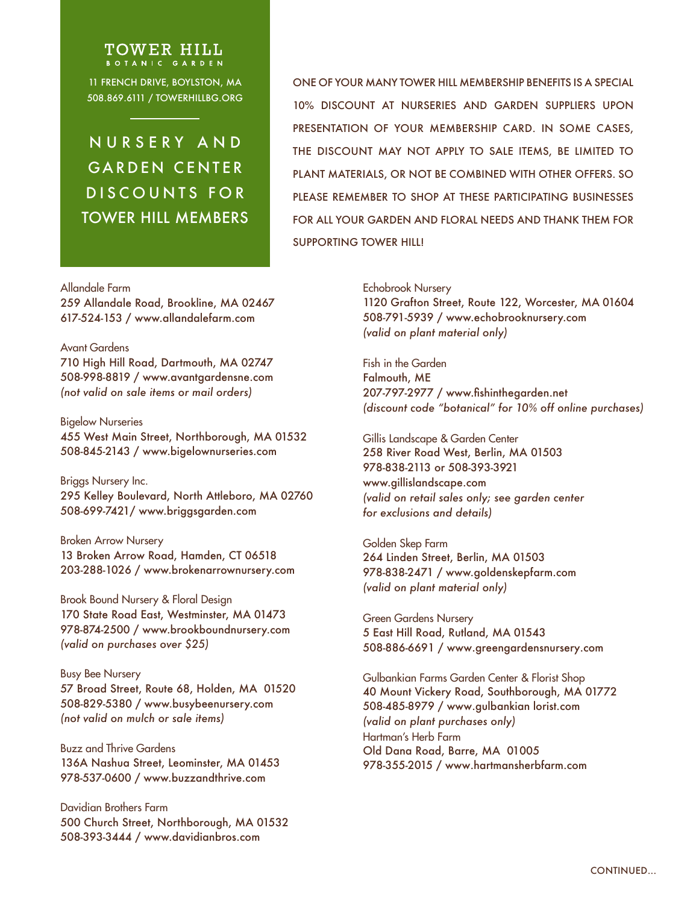# TOWER HILL
BOTANIC GARDEN

11 FRENCH DRIVE, BOYLSTON, MA
508.869.6111 / TOWERHILLBG.ORG

## NURSERY AND GARDEN CENTER DISCOUNTS FOR TOWER HILL MEMBERS

ONE OF YOUR MANY TOWER HILL MEMBERSHIP BENEFITS IS A SPECIAL 10% DISCOUNT AT NURSERIES AND GARDEN SUPPLIERS UPON PRESENTATION OF YOUR MEMBERSHIP CARD. IN SOME CASES, THE DISCOUNT MAY NOT APPLY TO SALE ITEMS, BE LIMITED TO PLANT MATERIALS, OR NOT BE COMBINED WITH OTHER OFFERS. SO PLEASE REMEMBER TO SHOP AT THESE PARTICIPATING BUSINESSES FOR ALL YOUR GARDEN AND FLORAL NEEDS AND THANK THEM FOR SUPPORTING TOWER HILL!

Allandale Farm
259 Allandale Road, Brookline, MA 02467
617-524-153 / www.allandalefarm.com

Avant Gardens
710 High Hill Road, Dartmouth, MA 02747
508-998-8819 / www.avantgardensne.com
*(not valid on sale items or mail orders)*

Bigelow Nurseries
455 West Main Street, Northborough, MA 01532
508-845-2143 / www.bigelownurseries.com

Briggs Nursery Inc.
295 Kelley Boulevard, North Attleboro, MA 02760
508-699-7421/ www.briggsgarden.com

Broken Arrow Nursery
13 Broken Arrow Road, Hamden, CT 06518
203-288-1026 / www.brokenarrownursery.com

Brook Bound Nursery & Floral Design
170 State Road East, Westminster, MA 01473
978-874-2500 / www.brookboundnursery.com
*(valid on purchases over $25)*

Busy Bee Nursery
57 Broad Street, Route 68, Holden, MA 01520
508-829-5380 / www.busybeenursery.com
*(not valid on mulch or sale items)*

Buzz and Thrive Gardens
136A Nashua Street, Leominster, MA 01453
978-537-0600 / www.buzzandthrive.com

Davidian Brothers Farm
500 Church Street, Northborough, MA 01532
508-393-3444 / www.davidianbros.com

Echobrook Nursery
1120 Grafton Street, Route 122, Worcester, MA 01604
508-791-5939 / www.echobrooknursery.com
*(valid on plant material only)*

Fish in the Garden
Falmouth, ME
207-797-2977 / www.fishinthegarden.net
*(discount code "botanical" for 10% off online purchases)*

Gillis Landscape & Garden Center
258 River Road West, Berlin, MA 01503
978-838-2113 or 508-393-3921
www.gillislandscape.com
*(valid on retail sales only; see garden center for exclusions and details)*

Golden Skep Farm
264 Linden Street, Berlin, MA 01503
978-838-2471 / www.goldenskepfarm.com
*(valid on plant material only)*

Green Gardens Nursery
5 East Hill Road, Rutland, MA 01543
508-886-6691 / www.greengardensnursery.com

Gulbankian Farms Garden Center & Florist Shop
40 Mount Vickery Road, Southborough, MA 01772
508-485-8979 / www.gulbankian lorist.com
*(valid on plant purchases only)*

Hartman's Herb Farm
Old Dana Road, Barre, MA 01005
978-355-2015 / www.hartmansherbfarm.com

CONTINUED...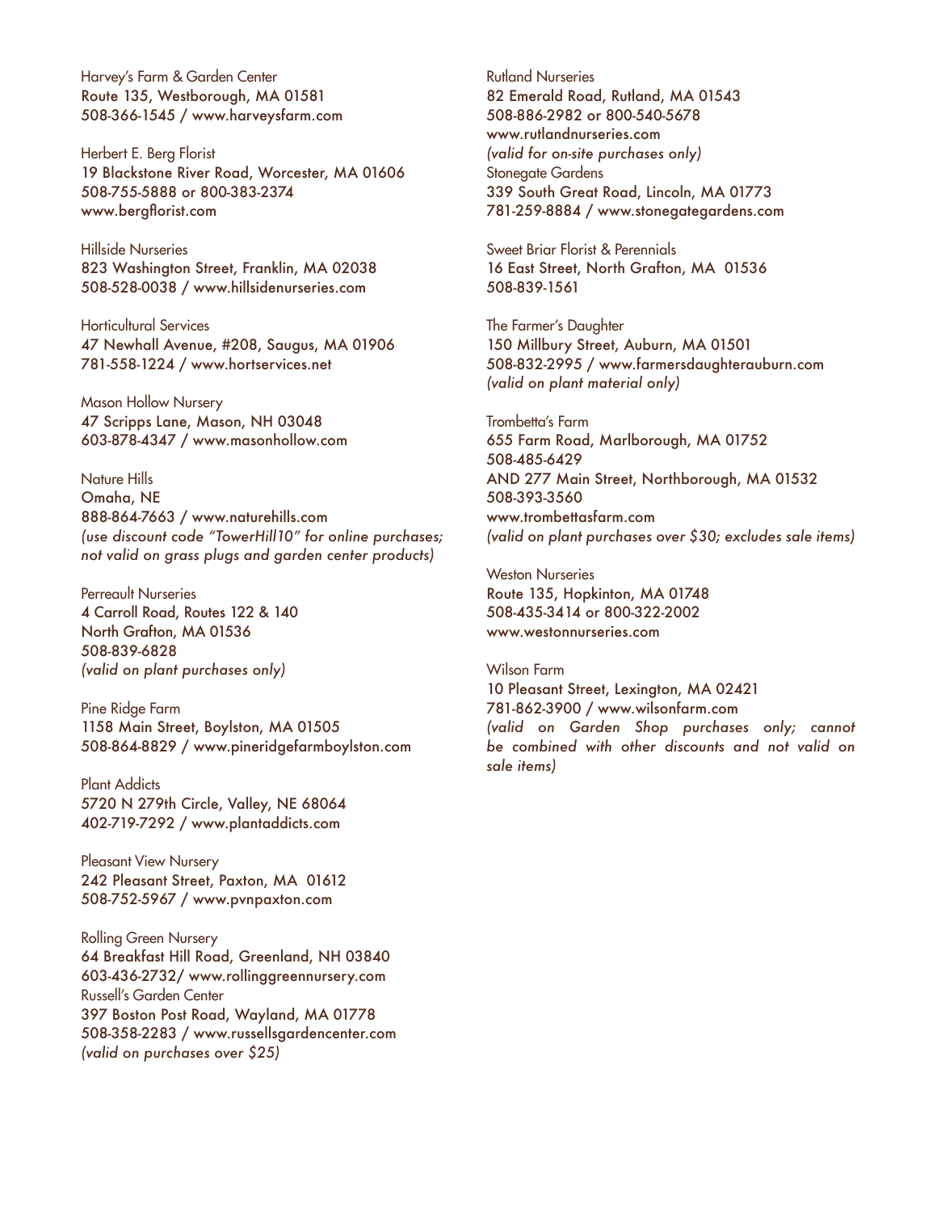Harvey's Farm & Garden Center
Route 135, Westborough, MA 01581
508-366-1545 / www.harveysfarm.com

Herbert E. Berg Florist
19 Blackstone River Road, Worcester, MA 01606
508-755-5888 or 800-383-2374
www.bergflorist.com

Hillside Nurseries
823 Washington Street, Franklin, MA 02038
508-528-0038 / www.hillsidenurseries.com

Horticultural Services
47 Newhall Avenue, #208, Saugus, MA 01906
781-558-1224 / www.hortservices.net

Mason Hollow Nursery
47 Scripps Lane, Mason, NH 03048
603-878-4347 / www.masonhollow.com

Nature Hills
Omaha, NE
888-864-7663 / www.naturehills.com
*(use discount code "TowerHill10" for online purchases; not valid on grass plugs and garden center products)*

Perreault Nurseries
4 Carroll Road, Routes 122 & 140
North Grafton, MA 01536
508-839-6828
*(valid on plant purchases only)*

Pine Ridge Farm
1158 Main Street, Boylston, MA 01505
508-864-8829 / www.pineridgefarmboylston.com

Plant Addicts
5720 N 279th Circle, Valley, NE 68064
402-719-7292 / www.plantaddicts.com

Pleasant View Nursery
242 Pleasant Street, Paxton, MA 01612
508-752-5967 / www.pvnpaxton.com

Rolling Green Nursery
64 Breakfast Hill Road, Greenland, NH 03840
603-436-2732/ www.rollinggreennursery.com

Russell's Garden Center
397 Boston Post Road, Wayland, MA 01778
508-358-2283 / www.russellsgardencenter.com
*(valid on purchases over $25)*

Rutland Nurseries
82 Emerald Road, Rutland, MA 01543
508-886-2982 or 800-540-5678
www.rutlandnurseries.com
*(valid for on-site purchases only)*

Stonegate Gardens
339 South Great Road, Lincoln, MA 01773
781-259-8884 / www.stonegategardens.com

Sweet Briar Florist & Perennials
16 East Street, North Grafton, MA 01536
508-839-1561

The Farmer's Daughter
150 Millbury Street, Auburn, MA 01501
508-832-2995 / www.farmersdaughterauburn.com
*(valid on plant material only)*

Trombetta's Farm
655 Farm Road, Marlborough, MA 01752
508-485-6429
AND 277 Main Street, Northborough, MA 01532
508-393-3560
www.trombettasfarm.com
*(valid on plant purchases over $30; excludes sale items)*

Weston Nurseries
Route 135, Hopkinton, MA 01748
508-435-3414 or 800-322-2002
www.westonnurseries.com

Wilson Farm
10 Pleasant Street, Lexington, MA 02421
781-862-3900 / www.wilsonfarm.com
*(valid on Garden Shop purchases only; cannot be combined with other discounts and not valid on sale items)*